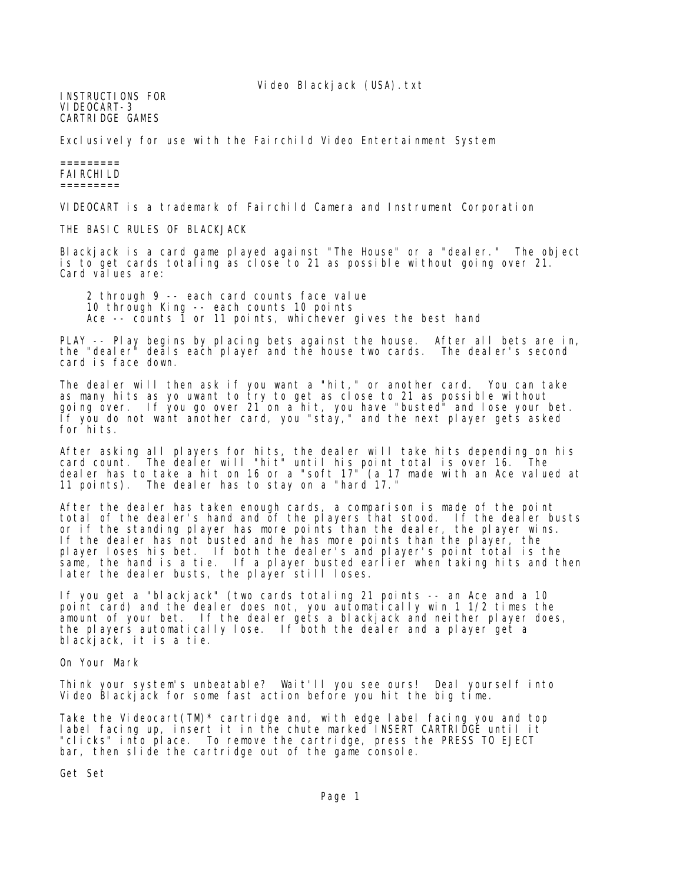INSTRUCTIONS FOR
VIDEOCART-3
CARTRIDGE GAMES

Exclusively for use with the Fairchild Video Entertainment System

=========
FAIRCHILD
=========

VIDEOCART is a trademark of Fairchild Camera and Instrument Corporation

## THE BASIC RULES OF BLACKJACK

Blackjack is a card game played against "The House" or a "dealer." The object is to get cards totaling as close to 21 as possible without going over 21. Card values are:

- 2 through 9 -- each card counts face value
- 10 through King -- each counts 10 points
- Ace -- counts 1 or 11 points, whichever gives the best hand

PLAY -- Play begins by placing bets against the house. After all bets are in, the "dealer" deals each player and the house two cards. The dealer's second card is face down.

The dealer will then ask if you want a "hit," or another card. You can take as many hits as yo uwant to try to get as close to 21 as possible without going over. If you go over 21 on a hit, you have "busted" and lose your bet. If you do not want another card, you "stay," and the next player gets asked for hits.

After asking all players for hits, the dealer will take hits depending on his card count. The dealer will "hit" until his point total is over 16. The dealer has to take a hit on 16 or a "soft 17" (a 17 made with an Ace valued at 11 points). The dealer has to stay on a "hard 17."

After the dealer has taken enough cards, a comparison is made of the point total of the dealer's hand and of the players that stood. If the dealer busts or if the standing player has more points than the dealer, the player wins. If the dealer has not busted and he has more points than the player, the player loses his bet. If both the dealer's and player's point total is the same, the hand is a tie. If a player busted earlier when taking hits and then later the dealer busts, the player still loses.

If you get a "blackjack" (two cards totaling 21 points -- an Ace and a 10 point card) and the dealer does not, you automatically win 1 1/2 times the amount of your bet. If the dealer gets a blackjack and neither player does, the players automatically lose. If both the dealer and a player get a blackjack, it is a tie.

## On Your Mark

Think your system's unbeatable? Wait'll you see ours! Deal yourself into Video Blackjack for some fast action before you hit the big time.

Take the Videocart(TM)* cartridge and, with edge label facing you and top label facing up, insert it in the chute marked INSERT CARTRIDGE until it "clicks" into place. To remove the cartridge, press the PRESS TO EJECT bar, then slide the cartridge out of the game console.

## Get Set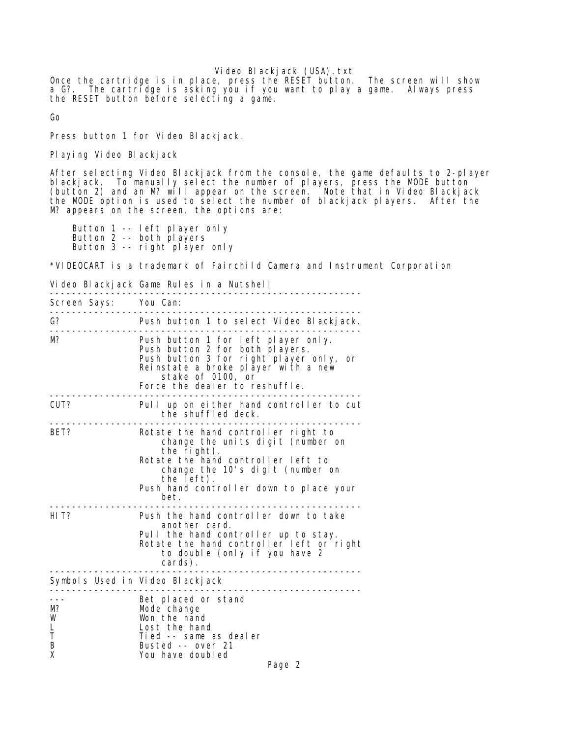Once the cartridge is in place, press the RESET button. The screen will show a G?. The cartridge is asking you if you want to play a game. Always press the RESET button before selecting a game.

Go

Press button 1 for Video Blackjack.

## Playing Video Blackjack

After selecting Video Blackjack from the console, the game defaults to 2-player blackjack. To manually select the number of players, press the MODE button (button 2) and an M? will appear on the screen. Note that in Video Blackjack the MODE option is used to select the number of blackjack players. After the M? appears on the screen, the options are:

- Button 1 -- left player only
- Button 2 -- both players
- Button 3 -- right player only

*VIDEOCART is a trademark of Fairchild Camera and Instrument Corporation

## Video Blackjack Game Rules in a Nutshell

| Screen Says: | You Can: |
| --- | --- |
| G? | Push button 1 to select Video Blackjack. |
| M? | Push button 1 for left player only.<br>Push button 2 for both players.<br>Push button 3 for right player only, or<br>Reinstate a broke player with a new stake of 0100, or<br>Force the dealer to reshuffle. |
| CUT? | Pull up on either hand controller to cut the shuffled deck. |
| BET? | Rotate the hand controller right to change the units digit (number on the right).<br>Rotate the hand controller left to change the 10's digit (number on the left).<br>Push hand controller down to place your bet. |
| HIT? | Push the hand controller down to take another card.<br>Pull the hand controller up to stay.<br>Rotate the hand controller left or right to double (only if you have 2 cards). |

## Symbols Used in Video Blackjack

| Symbol | Meaning |
| --- | --- |
| --- | Bet placed or stand |
| M? | Mode change |
| W | Won the hand |
| L | Lost the hand |
| T | Tied -- same as dealer |
| B | Busted -- over 21 |
| X | You have doubled |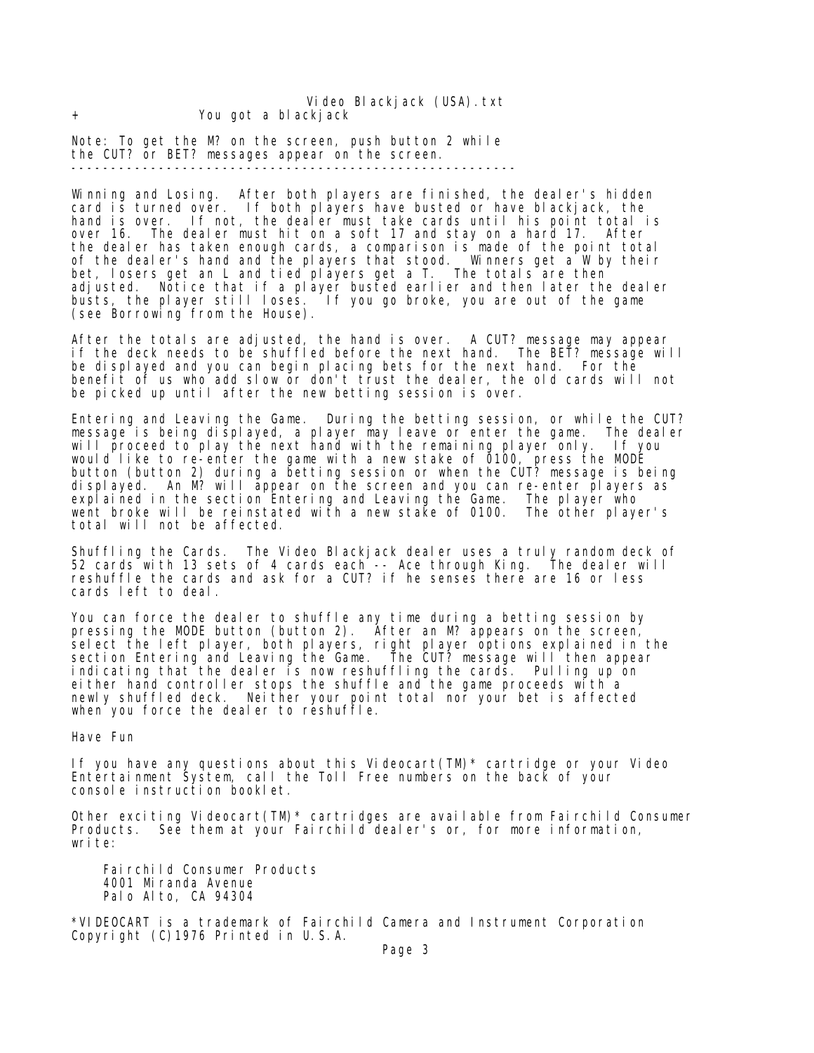\+ You got a blackjack

Note: To get the M? on the screen, push button 2 while the CUT? or BET? messages appear on the screen.

-------------------------------------------------------

Winning and Losing. After both players are finished, the dealer's hidden card is turned over. If both players have busted or have blackjack, the hand is over. If not, the dealer must take cards until his point total is over 16. The dealer must hit on a soft 17 and stay on a hard 17. After the dealer has taken enough cards, a comparison is made of the point total of the dealer's hand and the players that stood. Winners get a W by their bet, losers get an L and tied players get a T. The totals are then adjusted. Notice that if a player busted earlier and then later the dealer busts, the player still loses. If you go broke, you are out of the game (see Borrowing from the House).

After the totals are adjusted, the hand is over. A CUT? message may appear if the deck needs to be shuffled before the next hand. The BET? message will be displayed and you can begin placing bets for the next hand. For the benefit of us who add slow or don't trust the dealer, the old cards will not be picked up until after the new betting session is over.

Entering and Leaving the Game. During the betting session, or while the CUT? message is being displayed, a player may leave or enter the game. The dealer will proceed to play the next hand with the remaining player only. If you would like to re-enter the game with a new stake of 0100, press the MODE button (button 2) during a betting session or when the CUT? message is being displayed. An M? will appear on the screen and you can re-enter players as explained in the section Entering and Leaving the Game. The player who went broke will be reinstated with a new stake of 0100. The other player's total will not be affected.

Shuffling the Cards. The Video Blackjack dealer uses a truly random deck of 52 cards with 13 sets of 4 cards each -- Ace through King. The dealer will reshuffle the cards and ask for a CUT? if he senses there are 16 or less cards left to deal.

You can force the dealer to shuffle any time during a betting session by pressing the MODE button (button 2). After an M? appears on the screen, select the left player, both players, right player options explained in the section Entering and Leaving the Game. The CUT? message will then appear indicating that the dealer is now reshuffling the cards. Pulling up on either hand controller stops the shuffle and the game proceeds with a newly shuffled deck. Neither your point total nor your bet is affected when you force the dealer to reshuffle.

Have Fun

If you have any questions about this Videocart(TM)* cartridge or your Video Entertainment System, call the Toll Free numbers on the back of your console instruction booklet.

Other exciting Videocart(TM)* cartridges are available from Fairchild Consumer Products. See them at your Fairchild dealer's or, for more information, write:

Fairchild Consumer Products
4001 Miranda Avenue
Palo Alto, CA 94304

*VIDEOCART is a trademark of Fairchild Camera and Instrument Corporation
Copyright (C)1976 Printed in U.S.A.